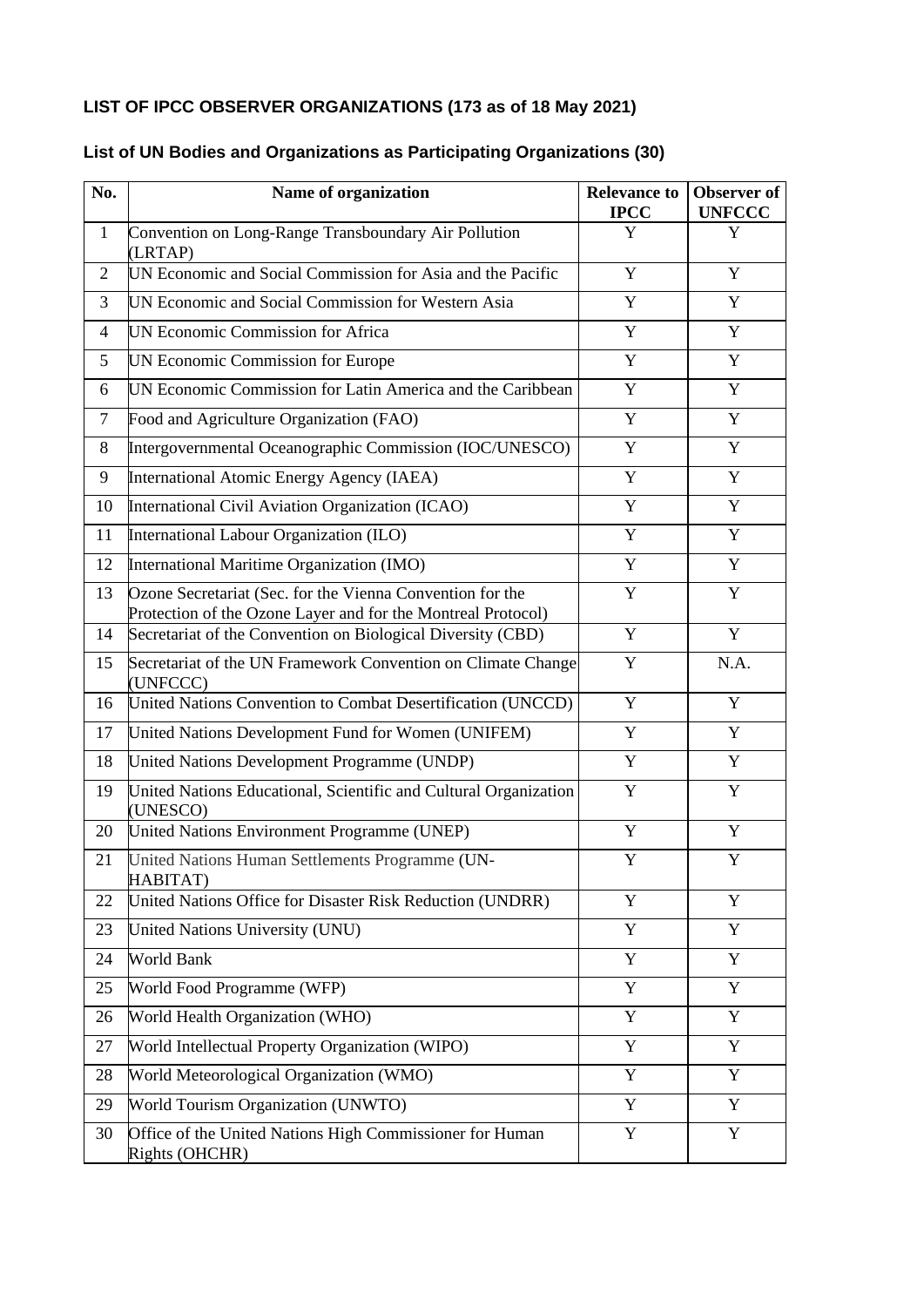**LIST OF IPCC OBSERVER ORGANIZATIONS (173 as of 18 May 2021)**

**List of UN Bodies and Organizations as Participating Organizations (30)**

| No. | Name of organization | Relevance to IPCC | Observer of UNFCCC |
|---|---|---|---|
| 1 | Convention on Long-Range Transboundary Air Pollution (LRTAP) | Y | Y |
| 2 | UN Economic and Social Commission for Asia and the Pacific | Y | Y |
| 3 | UN Economic and Social Commission for Western Asia | Y | Y |
| 4 | UN Economic Commission for Africa | Y | Y |
| 5 | UN Economic Commission for Europe | Y | Y |
| 6 | UN Economic Commission for Latin America and the Caribbean | Y | Y |
| 7 | Food and Agriculture Organization (FAO) | Y | Y |
| 8 | Intergovernmental Oceanographic Commission (IOC/UNESCO) | Y | Y |
| 9 | International Atomic Energy Agency (IAEA) | Y | Y |
| 10 | International Civil Aviation Organization (ICAO) | Y | Y |
| 11 | International Labour Organization (ILO) | Y | Y |
| 12 | International Maritime Organization (IMO) | Y | Y |
| 13 | Ozone Secretariat (Sec. for the Vienna Convention for the Protection of the Ozone Layer and for the Montreal Protocol) | Y | Y |
| 14 | Secretariat of the Convention on Biological Diversity (CBD) | Y | Y |
| 15 | Secretariat of the UN Framework Convention on Climate Change (UNFCCC) | Y | N.A. |
| 16 | United Nations Convention to Combat Desertification (UNCCD) | Y | Y |
| 17 | United Nations Development Fund for Women (UNIFEM) | Y | Y |
| 18 | United Nations Development Programme (UNDP) | Y | Y |
| 19 | United Nations Educational, Scientific and Cultural Organization (UNESCO) | Y | Y |
| 20 | United Nations Environment Programme (UNEP) | Y | Y |
| 21 | United Nations Human Settlements Programme (UN-HABITAT) | Y | Y |
| 22 | United Nations Office for Disaster Risk Reduction (UNDRR) | Y | Y |
| 23 | United Nations University (UNU) | Y | Y |
| 24 | World Bank | Y | Y |
| 25 | World Food Programme (WFP) | Y | Y |
| 26 | World Health Organization (WHO) | Y | Y |
| 27 | World Intellectual Property Organization (WIPO) | Y | Y |
| 28 | World Meteorological Organization (WMO) | Y | Y |
| 29 | World Tourism Organization (UNWTO) | Y | Y |
| 30 | Office of the United Nations High Commissioner for Human Rights (OHCHR) | Y | Y |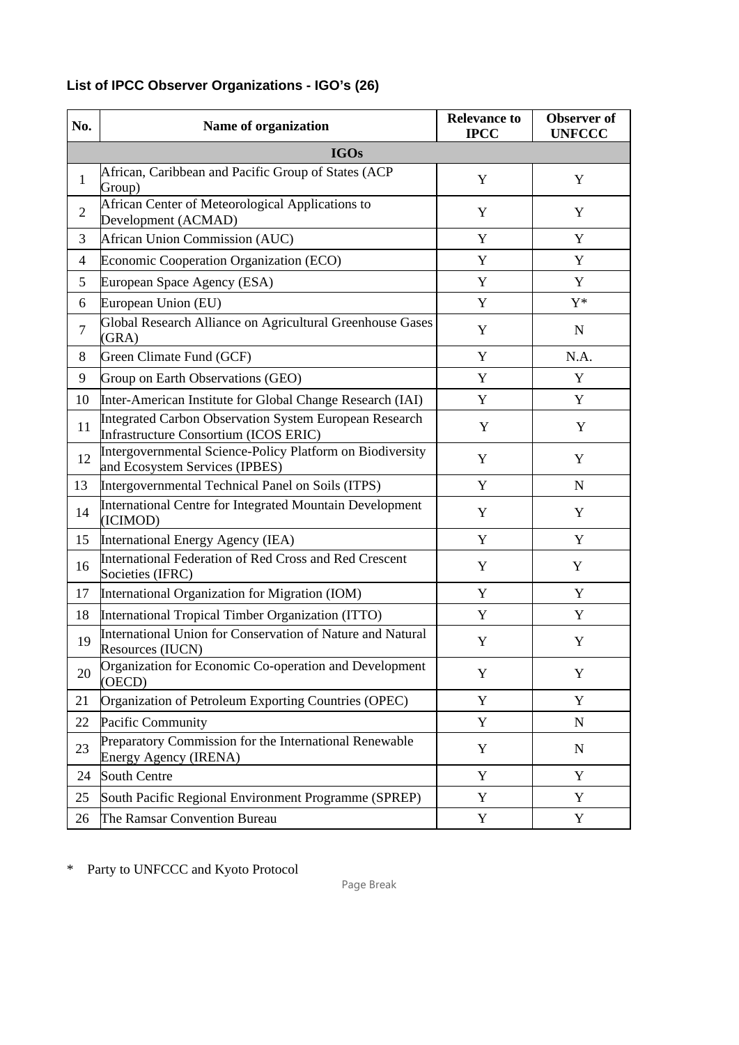**List of IPCC Observer Organizations - IGO's (26)**

| No. | Name of organization | Relevance to IPCC | Observer of UNFCCC |
|---|---|---|---|
| | **IGOs** | | |
| 1 | African, Caribbean and Pacific Group of States (ACP Group) | Y | Y |
| 2 | African Center of Meteorological Applications to Development (ACMAD) | Y | Y |
| 3 | African Union Commission (AUC) | Y | Y |
| 4 | Economic Cooperation Organization (ECO) | Y | Y |
| 5 | European Space Agency (ESA) | Y | Y |
| 6 | European Union (EU) | Y | Y* |
| 7 | Global Research Alliance on Agricultural Greenhouse Gases (GRA) | Y | N |
| 8 | Green Climate Fund (GCF) | Y | N.A. |
| 9 | Group on Earth Observations (GEO) | Y | Y |
| 10 | Inter-American Institute for Global Change Research (IAI) | Y | Y |
| 11 | Integrated Carbon Observation System European Research Infrastructure Consortium (ICOS ERIC) | Y | Y |
| 12 | Intergovernmental Science-Policy Platform on Biodiversity and Ecosystem Services (IPBES) | Y | Y |
| 13 | Intergovernmental Technical Panel on Soils (ITPS) | Y | N |
| 14 | International Centre for Integrated Mountain Development (ICIMOD) | Y | Y |
| 15 | International Energy Agency (IEA) | Y | Y |
| 16 | International Federation of Red Cross and Red Crescent Societies (IFRC) | Y | Y |
| 17 | International Organization for Migration (IOM) | Y | Y |
| 18 | International Tropical Timber Organization (ITTO) | Y | Y |
| 19 | International Union for Conservation of Nature and Natural Resources (IUCN) | Y | Y |
| 20 | Organization for Economic Co-operation and Development (OECD) | Y | Y |
| 21 | Organization of Petroleum Exporting Countries (OPEC) | Y | Y |
| 22 | Pacific Community | Y | N |
| 23 | Preparatory Commission for the International Renewable Energy Agency (IRENA) | Y | N |
| 24 | South Centre | Y | Y |
| 25 | South Pacific Regional Environment Programme (SPREP) | Y | Y |
| 26 | The Ramsar Convention Bureau | Y | Y |

\* Party to UNFCCC and Kyoto Protocol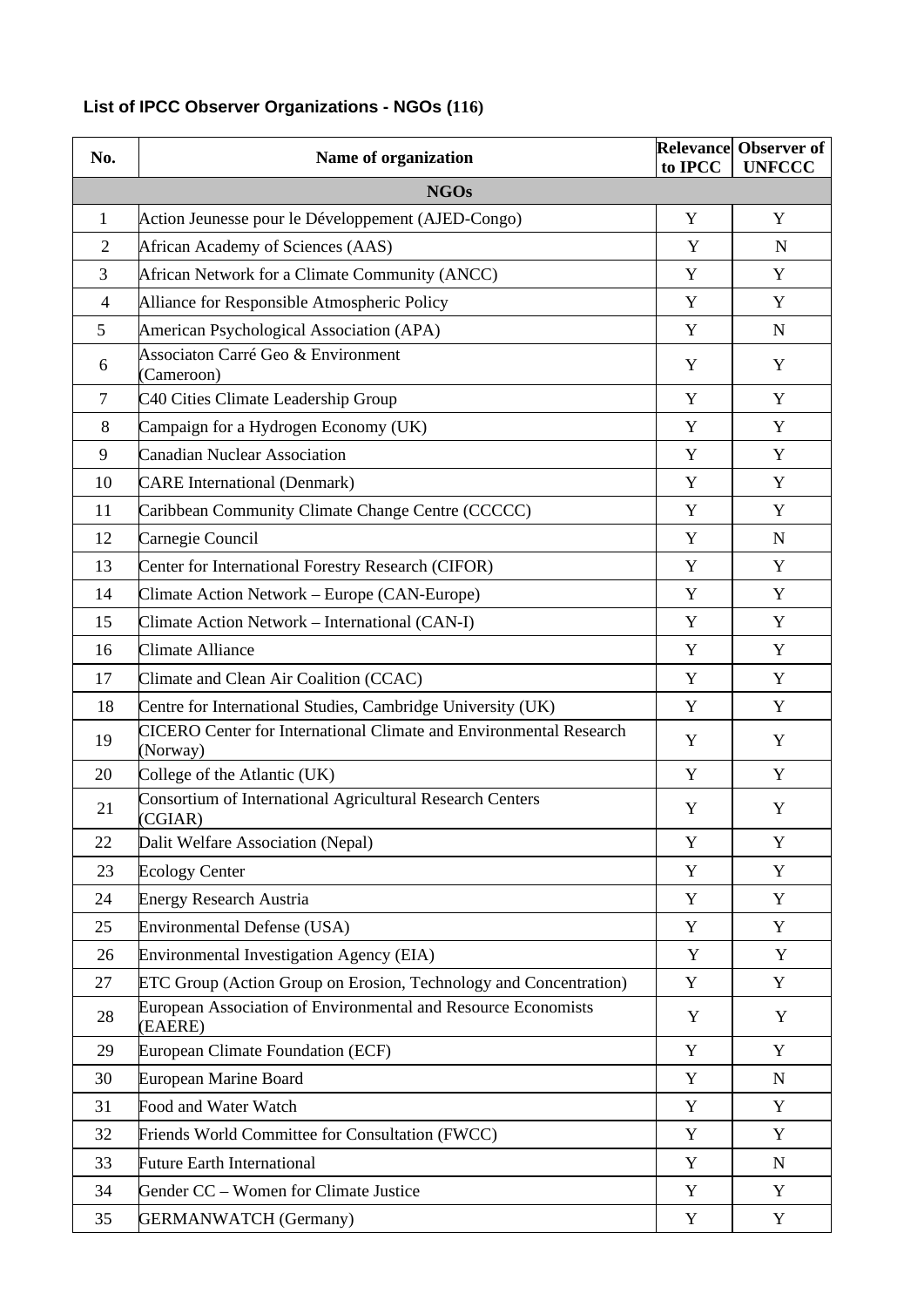**List of IPCC Observer Organizations - NGOs (116)**

| No. | Name of organization | Relevance to IPCC | Observer of UNFCCC |
|---|---|---|---|
| | **NGOs** | | |
| 1 | Action Jeunesse pour le Développement (AJED-Congo) | Y | Y |
| 2 | African Academy of Sciences (AAS) | Y | N |
| 3 | African Network for a Climate Community (ANCC) | Y | Y |
| 4 | Alliance for Responsible Atmospheric Policy | Y | Y |
| 5 | American Psychological Association (APA) | Y | N |
| 6 | Associaton Carré Geo & Environment (Cameroon) | Y | Y |
| 7 | C40 Cities Climate Leadership Group | Y | Y |
| 8 | Campaign for a Hydrogen Economy (UK) | Y | Y |
| 9 | Canadian Nuclear Association | Y | Y |
| 10 | CARE International (Denmark) | Y | Y |
| 11 | Caribbean Community Climate Change Centre (CCCCC) | Y | Y |
| 12 | Carnegie Council | Y | N |
| 13 | Center for International Forestry Research (CIFOR) | Y | Y |
| 14 | Climate Action Network – Europe (CAN-Europe) | Y | Y |
| 15 | Climate Action Network – International (CAN-I) | Y | Y |
| 16 | Climate Alliance | Y | Y |
| 17 | Climate and Clean Air Coalition (CCAC) | Y | Y |
| 18 | Centre for International Studies, Cambridge University (UK) | Y | Y |
| 19 | CICERO Center for International Climate and Environmental Research (Norway) | Y | Y |
| 20 | College of the Atlantic (UK) | Y | Y |
| 21 | Consortium of International Agricultural Research Centers (CGIAR) | Y | Y |
| 22 | Dalit Welfare Association (Nepal) | Y | Y |
| 23 | Ecology Center | Y | Y |
| 24 | Energy Research Austria | Y | Y |
| 25 | Environmental Defense (USA) | Y | Y |
| 26 | Environmental Investigation Agency (EIA) | Y | Y |
| 27 | ETC Group (Action Group on Erosion, Technology and Concentration) | Y | Y |
| 28 | European Association of Environmental and Resource Economists (EAERE) | Y | Y |
| 29 | European Climate Foundation (ECF) | Y | Y |
| 30 | European Marine Board | Y | N |
| 31 | Food and Water Watch | Y | Y |
| 32 | Friends World Committee for Consultation (FWCC) | Y | Y |
| 33 | Future Earth International | Y | N |
| 34 | Gender CC – Women for Climate Justice | Y | Y |
| 35 | GERMANWATCH (Germany) | Y | Y |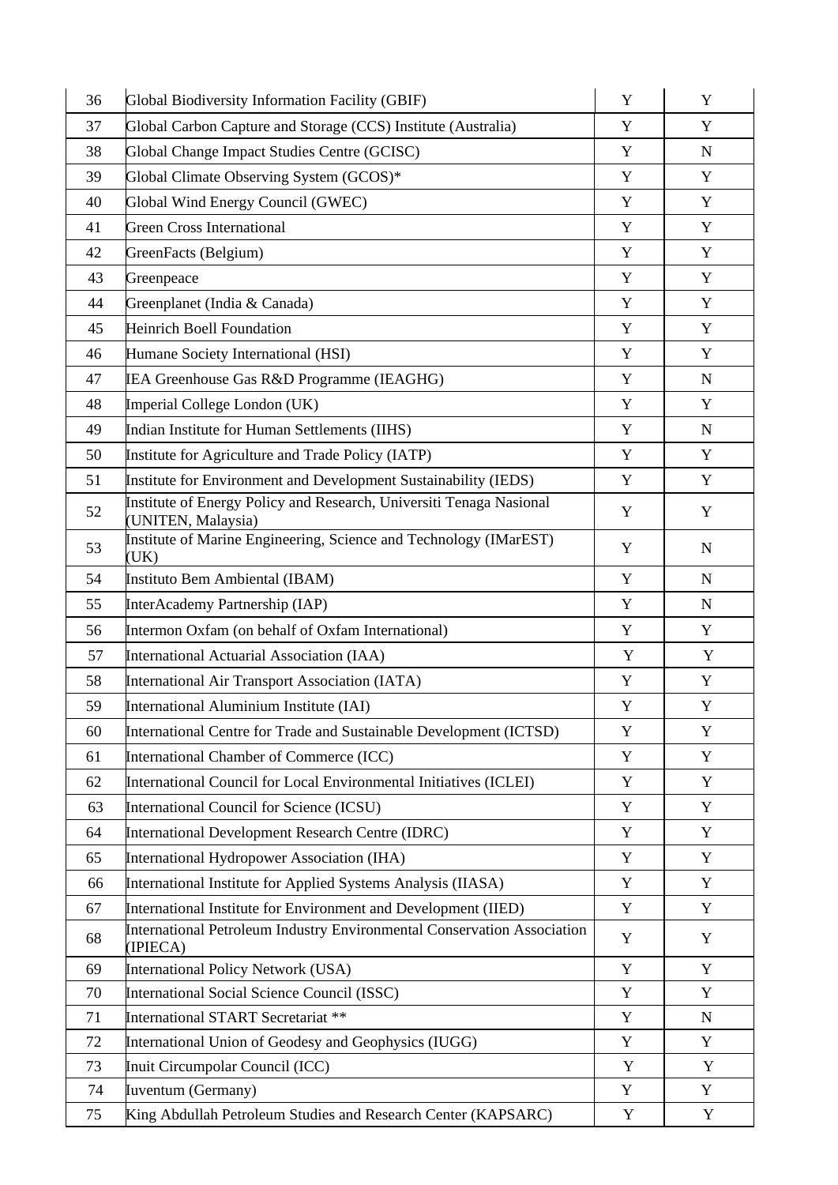| | | | |
|---|---|---|---|
| 36 | Global Biodiversity Information Facility (GBIF) | Y | Y |
| 37 | Global Carbon Capture and Storage (CCS) Institute (Australia) | Y | Y |
| 38 | Global Change Impact Studies Centre (GCISC) | Y | N |
| 39 | Global Climate Observing System (GCOS)* | Y | Y |
| 40 | Global Wind Energy Council (GWEC) | Y | Y |
| 41 | Green Cross International | Y | Y |
| 42 | GreenFacts (Belgium) | Y | Y |
| 43 | Greenpeace | Y | Y |
| 44 | Greenplanet (India & Canada) | Y | Y |
| 45 | Heinrich Boell Foundation | Y | Y |
| 46 | Humane Society International (HSI) | Y | Y |
| 47 | IEA Greenhouse Gas R&D Programme (IEAGHG) | Y | N |
| 48 | Imperial College London (UK) | Y | Y |
| 49 | Indian Institute for Human Settlements (IIHS) | Y | N |
| 50 | Institute for Agriculture and Trade Policy (IATP) | Y | Y |
| 51 | Institute for Environment and Development Sustainability (IEDS) | Y | Y |
| 52 | Institute of Energy Policy and Research, Universiti Tenaga Nasional (UNITEN, Malaysia) | Y | Y |
| 53 | Institute of Marine Engineering, Science and Technology (IMarEST) (UK) | Y | N |
| 54 | Instituto Bem Ambiental (IBAM) | Y | N |
| 55 | InterAcademy Partnership (IAP) | Y | N |
| 56 | Intermon Oxfam (on behalf of Oxfam International) | Y | Y |
| 57 | International Actuarial Association (IAA) | Y | Y |
| 58 | International Air Transport Association (IATA) | Y | Y |
| 59 | International Aluminium Institute (IAI) | Y | Y |
| 60 | International Centre for Trade and Sustainable Development (ICTSD) | Y | Y |
| 61 | International Chamber of Commerce (ICC) | Y | Y |
| 62 | International Council for Local Environmental Initiatives (ICLEI) | Y | Y |
| 63 | International Council for Science (ICSU) | Y | Y |
| 64 | International Development Research Centre (IDRC) | Y | Y |
| 65 | International Hydropower Association (IHA) | Y | Y |
| 66 | International Institute for Applied Systems Analysis (IIASA) | Y | Y |
| 67 | International Institute for Environment and Development (IIED) | Y | Y |
| 68 | International Petroleum Industry Environmental Conservation Association (IPIECA) | Y | Y |
| 69 | International Policy Network (USA) | Y | Y |
| 70 | International Social Science Council (ISSC) | Y | Y |
| 71 | International START Secretariat ** | Y | N |
| 72 | International Union of Geodesy and Geophysics (IUGG) | Y | Y |
| 73 | Inuit Circumpolar Council (ICC) | Y | Y |
| 74 | Iuventum (Germany) | Y | Y |
| 75 | King Abdullah Petroleum Studies and Research Center (KAPSARC) | Y | Y |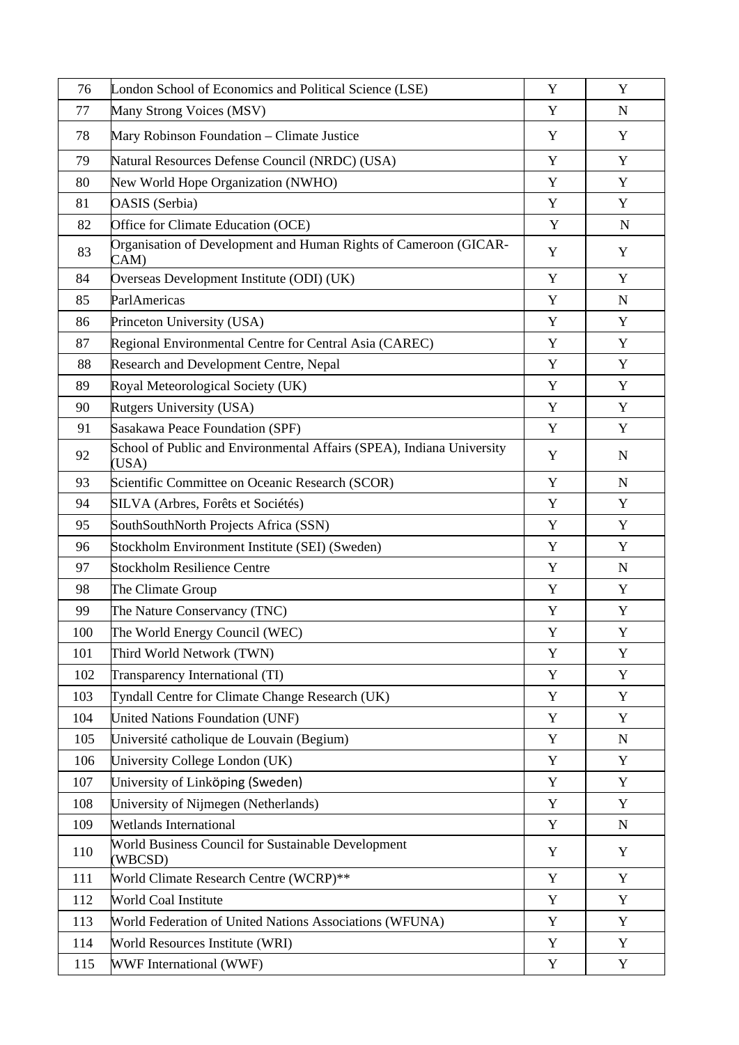| 76 | London School of Economics and Political Science (LSE) | Y | Y |
|---|---|---|---|
| 77 | Many Strong Voices (MSV) | Y | N |
| 78 | Mary Robinson Foundation – Climate Justice | Y | Y |
| 79 | Natural Resources Defense Council (NRDC) (USA) | Y | Y |
| 80 | New World Hope Organization (NWHO) | Y | Y |
| 81 | OASIS (Serbia) | Y | Y |
| 82 | Office for Climate Education (OCE) | Y | N |
| 83 | Organisation of Development and Human Rights of Cameroon (GICAR-CAM) | Y | Y |
| 84 | Overseas Development Institute (ODI) (UK) | Y | Y |
| 85 | ParlAmericas | Y | N |
| 86 | Princeton University (USA) | Y | Y |
| 87 | Regional Environmental Centre for Central Asia (CAREC) | Y | Y |
| 88 | Research and Development Centre, Nepal | Y | Y |
| 89 | Royal Meteorological Society (UK) | Y | Y |
| 90 | Rutgers University (USA) | Y | Y |
| 91 | Sasakawa Peace Foundation (SPF) | Y | Y |
| 92 | School of Public and Environmental Affairs (SPEA), Indiana University (USA) | Y | N |
| 93 | Scientific Committee on Oceanic Research (SCOR) | Y | N |
| 94 | SILVA (Arbres, Forêts et Sociétés) | Y | Y |
| 95 | SouthSouthNorth Projects Africa (SSN) | Y | Y |
| 96 | Stockholm Environment Institute (SEI) (Sweden) | Y | Y |
| 97 | Stockholm Resilience Centre | Y | N |
| 98 | The Climate Group | Y | Y |
| 99 | The Nature Conservancy (TNC) | Y | Y |
| 100 | The World Energy Council (WEC) | Y | Y |
| 101 | Third World Network (TWN) | Y | Y |
| 102 | Transparency International (TI) | Y | Y |
| 103 | Tyndall Centre for Climate Change Research (UK) | Y | Y |
| 104 | United Nations Foundation (UNF) | Y | Y |
| 105 | Université catholique de Louvain (Begium) | Y | N |
| 106 | University College London (UK) | Y | Y |
| 107 | University of Linköping (Sweden) | Y | Y |
| 108 | University of Nijmegen (Netherlands) | Y | Y |
| 109 | Wetlands International | Y | N |
| 110 | World Business Council for Sustainable Development (WBCSD) | Y | Y |
| 111 | World Climate Research Centre (WCRP)** | Y | Y |
| 112 | World Coal Institute | Y | Y |
| 113 | World Federation of United Nations Associations (WFUNA) | Y | Y |
| 114 | World Resources Institute (WRI) | Y | Y |
| 115 | WWF International (WWF) | Y | Y |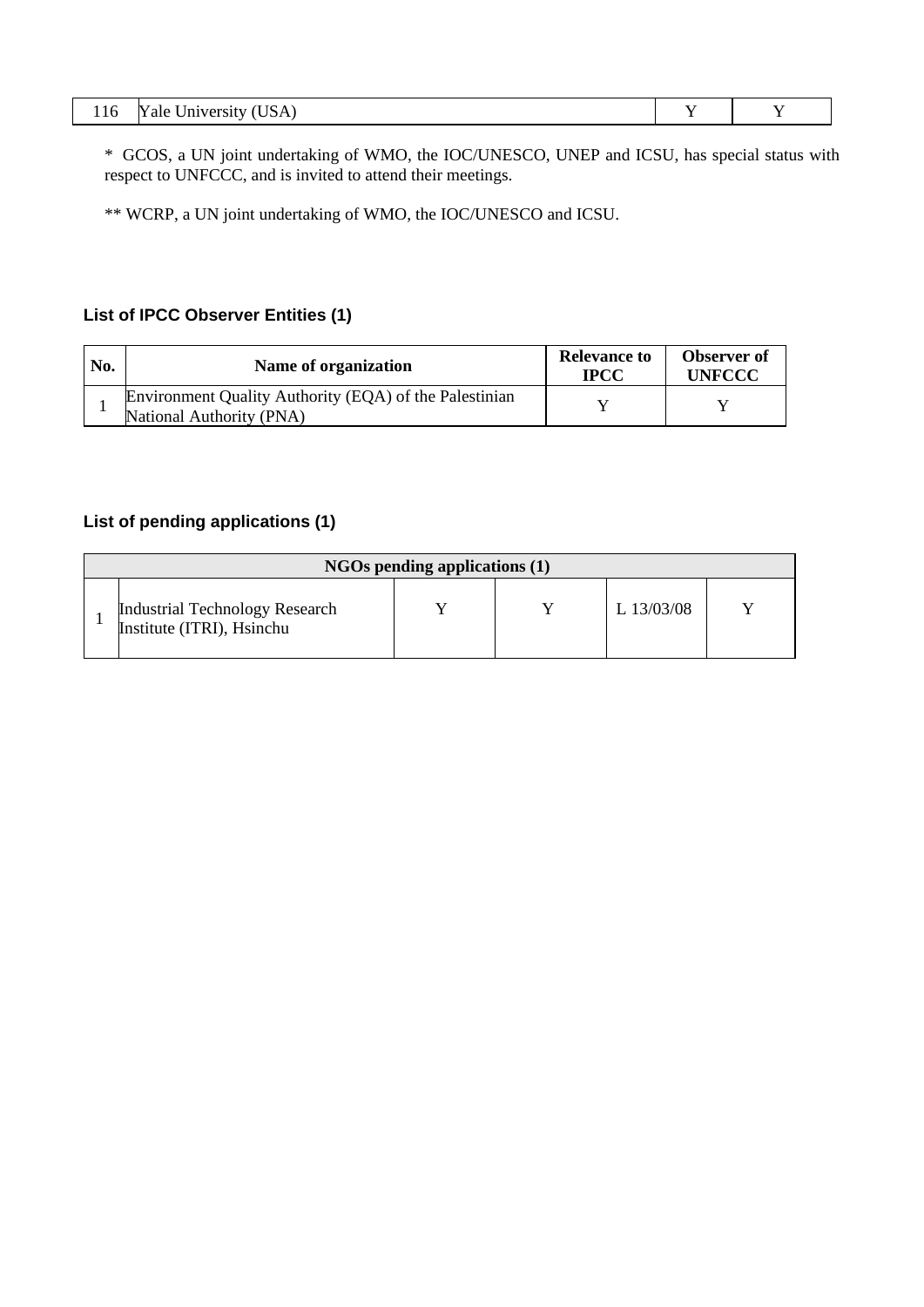| | | | |
|---|---|---|---|
| 116 | Yale University (USA) | Y | Y |

\* GCOS, a UN joint undertaking of WMO, the IOC/UNESCO, UNEP and ICSU, has special status with respect to UNFCCC, and is invited to attend their meetings.

** WCRP, a UN joint undertaking of WMO, the IOC/UNESCO and ICSU.

### List of IPCC Observer Entities (1)

| No. | Name of organization | Relevance to IPCC | Observer of UNFCCC |
|---|---|---|---|
| 1 | Environment Quality Authority (EQA) of the Palestinian National Authority (PNA) | Y | Y |

### List of pending applications (1)

| NGOs pending applications (1) | | | | | |
|---|---|---|---|---|---|
| 1 | Industrial Technology Research Institute (ITRI), Hsinchu | Y | Y | L 13/03/08 | Y |